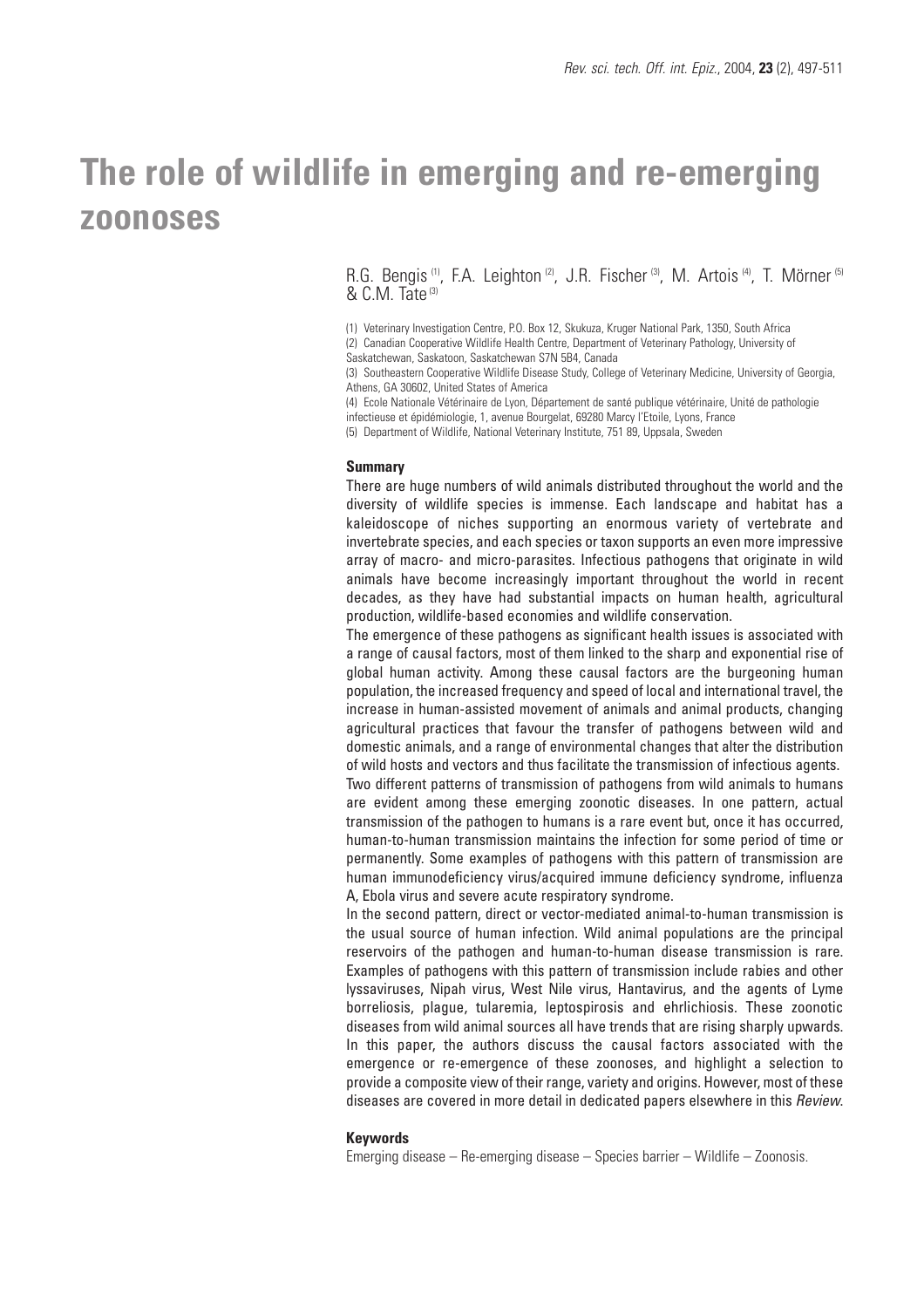# The role of wildlife in emerging and re-emerging zoonoses

R.G. Bengis [1], F.A. Leighton [2], J.R. Fischer [3], M. Artois [4], T. Mörner [5] & C.M. Tate [3]

(1) Veterinary Investigation Centre, P.O. Box 12, Skukuza, Kruger National Park, 1350, South Africa
(2) Canadian Cooperative Wildlife Health Centre, Department of Veterinary Pathology, University of Saskatchewan, Saskatoon, Saskatchewan S7N 5B4, Canada
(3) Southeastern Cooperative Wildlife Disease Study, College of Veterinary Medicine, University of Georgia, Athens, GA 30602, United States of America
(4) Ecole Nationale Vétérinaire de Lyon, Département de santé publique vétérinaire, Unité de pathologie infectieuse et épidémiologie, 1, avenue Bourgelat, 69280 Marcy l'Etoile, Lyons, France
(5) Department of Wildlife, National Veterinary Institute, 751 89, Uppsala, Sweden

## Summary

There are huge numbers of wild animals distributed throughout the world and the diversity of wildlife species is immense. Each landscape and habitat has a kaleidoscope of niches supporting an enormous variety of vertebrate and invertebrate species, and each species or taxon supports an even more impressive array of macro- and micro-parasites. Infectious pathogens that originate in wild animals have become increasingly important throughout the world in recent decades, as they have had substantial impacts on human health, agricultural production, wildlife-based economies and wildlife conservation.

The emergence of these pathogens as significant health issues is associated with a range of causal factors, most of them linked to the sharp and exponential rise of global human activity. Among these causal factors are the burgeoning human population, the increased frequency and speed of local and international travel, the increase in human-assisted movement of animals and animal products, changing agricultural practices that favour the transfer of pathogens between wild and domestic animals, and a range of environmental changes that alter the distribution of wild hosts and vectors and thus facilitate the transmission of infectious agents.

Two different patterns of transmission of pathogens from wild animals to humans are evident among these emerging zoonotic diseases. In one pattern, actual transmission of the pathogen to humans is a rare event but, once it has occurred, human-to-human transmission maintains the infection for some period of time or permanently. Some examples of pathogens with this pattern of transmission are human immunodeficiency virus/acquired immune deficiency syndrome, influenza A, Ebola virus and severe acute respiratory syndrome.

In the second pattern, direct or vector-mediated animal-to-human transmission is the usual source of human infection. Wild animal populations are the principal reservoirs of the pathogen and human-to-human disease transmission is rare. Examples of pathogens with this pattern of transmission include rabies and other lyssaviruses, Nipah virus, West Nile virus, Hantavirus, and the agents of Lyme borreliosis, plague, tularemia, leptospirosis and ehrlichiosis. These zoonotic diseases from wild animal sources all have trends that are rising sharply upwards. In this paper, the authors discuss the causal factors associated with the emergence or re-emergence of these zoonoses, and highlight a selection to provide a composite view of their range, variety and origins. However, most of these diseases are covered in more detail in dedicated papers elsewhere in this *Review*.

## Keywords

Emerging disease – Re-emerging disease – Species barrier – Wildlife – Zoonosis.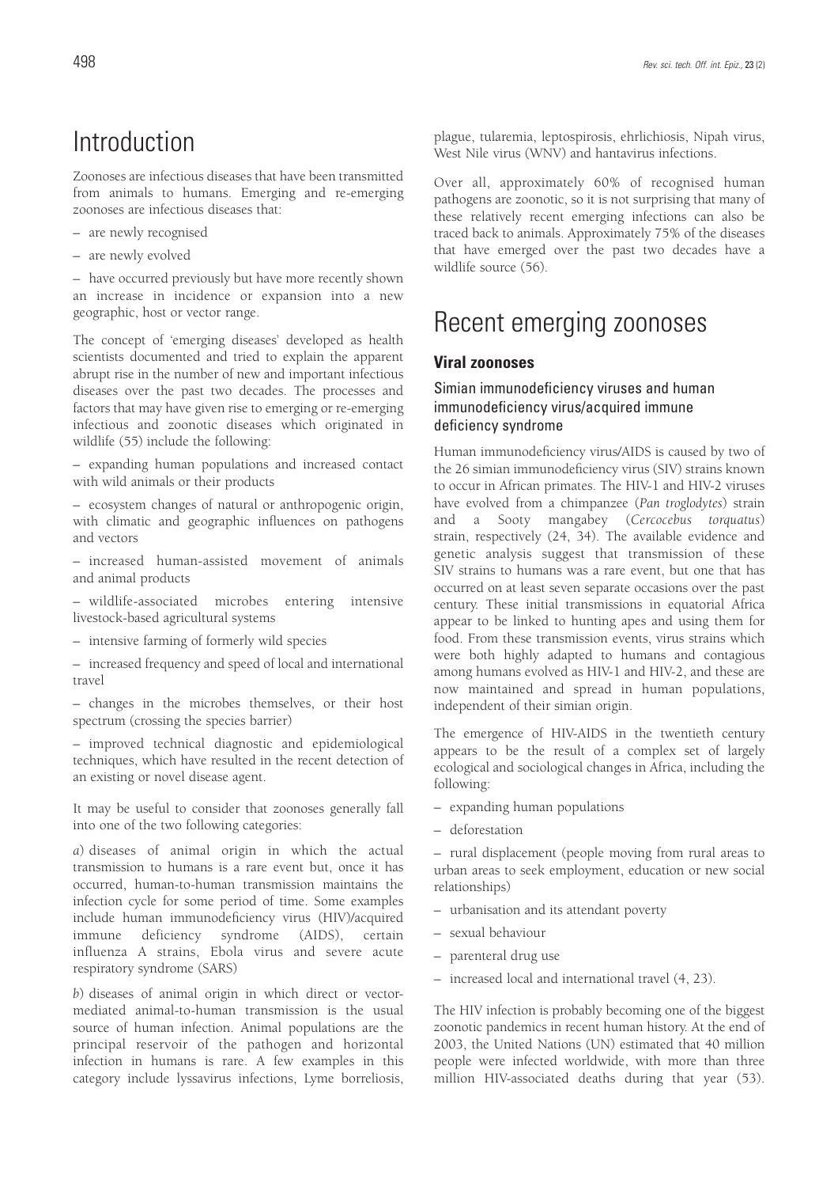# Introduction

Zoonoses are infectious diseases that have been transmitted from animals to humans. Emerging and re-emerging zoonoses are infectious diseases that:

– are newly recognised

– are newly evolved

– have occurred previously but have more recently shown an increase in incidence or expansion into a new geographic, host or vector range.

The concept of 'emerging diseases' developed as health scientists documented and tried to explain the apparent abrupt rise in the number of new and important infectious diseases over the past two decades. The processes and factors that may have given rise to emerging or re-emerging infectious and zoonotic diseases which originated in wildlife (55) include the following:

– expanding human populations and increased contact with wild animals or their products

– ecosystem changes of natural or anthropogenic origin, with climatic and geographic influences on pathogens and vectors

– increased human-assisted movement of animals and animal products

– wildlife-associated microbes entering intensive livestock-based agricultural systems

– intensive farming of formerly wild species

– increased frequency and speed of local and international travel

– changes in the microbes themselves, or their host spectrum (crossing the species barrier)

– improved technical diagnostic and epidemiological techniques, which have resulted in the recent detection of an existing or novel disease agent.

It may be useful to consider that zoonoses generally fall into one of the two following categories:

*a*) diseases of animal origin in which the actual transmission to humans is a rare event but, once it has occurred, human-to-human transmission maintains the infection cycle for some period of time. Some examples include human immunodeficiency virus (HIV)/acquired immune deficiency syndrome (AIDS), certain influenza A strains, Ebola virus and severe acute respiratory syndrome (SARS)

*b*) diseases of animal origin in which direct or vector-mediated animal-to-human transmission is the usual source of human infection. Animal populations are the principal reservoir of the pathogen and horizontal infection in humans is rare. A few examples in this category include lyssavirus infections, Lyme borreliosis, plague, tularemia, leptospirosis, ehrlichiosis, Nipah virus, West Nile virus (WNV) and hantavirus infections.

Over all, approximately 60% of recognised human pathogens are zoonotic, so it is not surprising that many of these relatively recent emerging infections can also be traced back to animals. Approximately 75% of the diseases that have emerged over the past two decades have a wildlife source (56).

# Recent emerging zoonoses

## Viral zoonoses

### Simian immunodeficiency viruses and human immunodeficiency virus/acquired immune deficiency syndrome

Human immunodeficiency virus/AIDS is caused by two of the 26 simian immunodeficiency virus (SIV) strains known to occur in African primates. The HIV-1 and HIV-2 viruses have evolved from a chimpanzee (*Pan troglodytes*) strain and a Sooty mangabey (*Cercocebus torquatus*) strain, respectively (24, 34). The available evidence and genetic analysis suggest that transmission of these SIV strains to humans was a rare event, but one that has occurred on at least seven separate occasions over the past century. These initial transmissions in equatorial Africa appear to be linked to hunting apes and using them for food. From these transmission events, virus strains which were both highly adapted to humans and contagious among humans evolved as HIV-1 and HIV-2, and these are now maintained and spread in human populations, independent of their simian origin.

The emergence of HIV-AIDS in the twentieth century appears to be the result of a complex set of largely ecological and sociological changes in Africa, including the following:

– expanding human populations

– deforestation

– rural displacement (people moving from rural areas to urban areas to seek employment, education or new social relationships)

– urbanisation and its attendant poverty

– sexual behaviour

– parenteral drug use

– increased local and international travel (4, 23).

The HIV infection is probably becoming one of the biggest zoonotic pandemics in recent human history. At the end of 2003, the United Nations (UN) estimated that 40 million people were infected worldwide, with more than three million HIV-associated deaths during that year (53).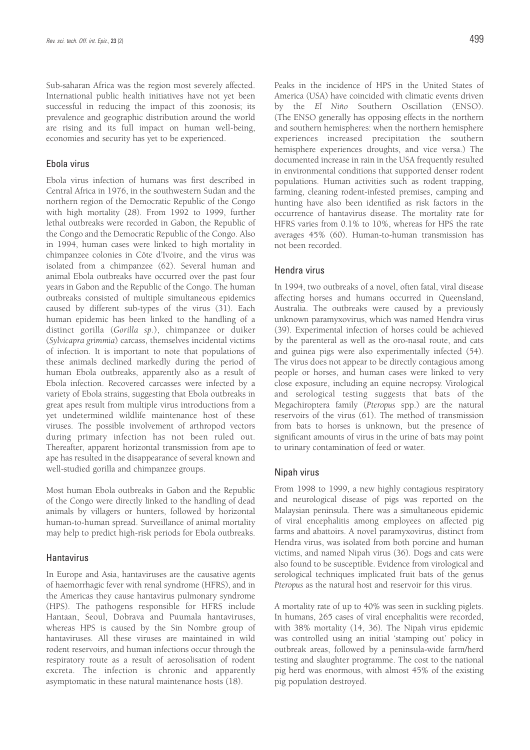Sub-saharan Africa was the region most severely affected. International public health initiatives have not yet been successful in reducing the impact of this zoonosis; its prevalence and geographic distribution around the world are rising and its full impact on human well-being, economies and security has yet to be experienced.

## Ebola virus

Ebola virus infection of humans was first described in Central Africa in 1976, in the southwestern Sudan and the northern region of the Democratic Republic of the Congo with high mortality (28). From 1992 to 1999, further lethal outbreaks were recorded in Gabon, the Republic of the Congo and the Democratic Republic of the Congo. Also in 1994, human cases were linked to high mortality in chimpanzee colonies in Côte d'Ivoire, and the virus was isolated from a chimpanzee (62). Several human and animal Ebola outbreaks have occurred over the past four years in Gabon and the Republic of the Congo. The human outbreaks consisted of multiple simultaneous epidemics caused by different sub-types of the virus (31). Each human epidemic has been linked to the handling of a distinct gorilla (*Gorilla sp.*), chimpanzee or duiker (*Sylvicapra grimmia*) carcass, themselves incidental victims of infection. It is important to note that populations of these animals declined markedly during the period of human Ebola outbreaks, apparently also as a result of Ebola infection. Recovered carcasses were infected by a variety of Ebola strains, suggesting that Ebola outbreaks in great apes result from multiple virus introductions from a yet undetermined wildlife maintenance host of these viruses. The possible involvement of arthropod vectors during primary infection has not been ruled out. Thereafter, apparent horizontal transmission from ape to ape has resulted in the disappearance of several known and well-studied gorilla and chimpanzee groups.

Most human Ebola outbreaks in Gabon and the Republic of the Congo were directly linked to the handling of dead animals by villagers or hunters, followed by horizontal human-to-human spread. Surveillance of animal mortality may help to predict high-risk periods for Ebola outbreaks.

## Hantavirus

In Europe and Asia, hantaviruses are the causative agents of haemorrhagic fever with renal syndrome (HFRS), and in the Americas they cause hantavirus pulmonary syndrome (HPS). The pathogens responsible for HFRS include Hantaan, Seoul, Dobrava and Puumala hantaviruses, whereas HPS is caused by the Sin Nombre group of hantaviruses. All these viruses are maintained in wild rodent reservoirs, and human infections occur through the respiratory route as a result of aerosolisation of rodent excreta. The infection is chronic and apparently asymptomatic in these natural maintenance hosts (18).

Peaks in the incidence of HPS in the United States of America (USA) have coincided with climatic events driven by the *El Niño* Southern Oscillation (ENSO). (The ENSO generally has opposing effects in the northern and southern hemispheres: when the northern hemisphere experiences increased precipitation the southern hemisphere experiences droughts, and vice versa.) The documented increase in rain in the USA frequently resulted in environmental conditions that supported denser rodent populations. Human activities such as rodent trapping, farming, cleaning rodent-infested premises, camping and hunting have also been identified as risk factors in the occurrence of hantavirus disease. The mortality rate for HFRS varies from 0.1% to 10%, whereas for HPS the rate averages 45% (60). Human-to-human transmission has not been recorded.

## Hendra virus

In 1994, two outbreaks of a novel, often fatal, viral disease affecting horses and humans occurred in Queensland, Australia. The outbreaks were caused by a previously unknown paramyxovirus, which was named Hendra virus (39). Experimental infection of horses could be achieved by the parenteral as well as the oro-nasal route, and cats and guinea pigs were also experimentally infected (54). The virus does not appear to be directly contagious among people or horses, and human cases were linked to very close exposure, including an equine necropsy. Virological and serological testing suggests that bats of the Megachiroptera family (*Pteropus* spp.) are the natural reservoirs of the virus (61). The method of transmission from bats to horses is unknown, but the presence of significant amounts of virus in the urine of bats may point to urinary contamination of feed or water.

## Nipah virus

From 1998 to 1999, a new highly contagious respiratory and neurological disease of pigs was reported on the Malaysian peninsula. There was a simultaneous epidemic of viral encephalitis among employees on affected pig farms and abattoirs. A novel paramyxovirus, distinct from Hendra virus, was isolated from both porcine and human victims, and named Nipah virus (36). Dogs and cats were also found to be susceptible. Evidence from virological and serological techniques implicated fruit bats of the genus *Pteropus* as the natural host and reservoir for this virus.

A mortality rate of up to 40% was seen in suckling piglets. In humans, 265 cases of viral encephalitis were recorded, with 38% mortality (14, 36). The Nipah virus epidemic was controlled using an initial 'stamping out' policy in outbreak areas, followed by a peninsula-wide farm/herd testing and slaughter programme. The cost to the national pig herd was enormous, with almost 45% of the existing pig population destroyed.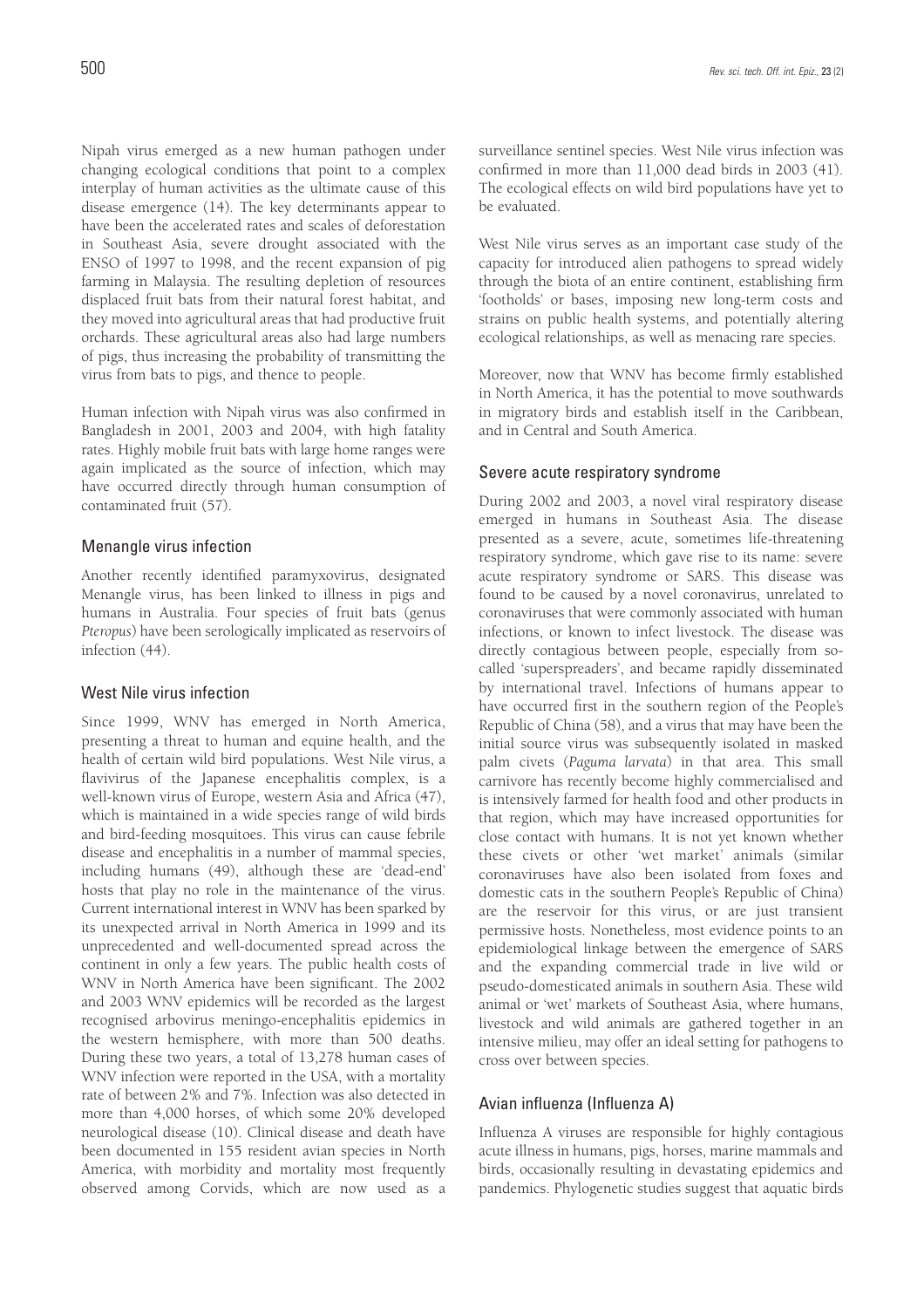Nipah virus emerged as a new human pathogen under changing ecological conditions that point to a complex interplay of human activities as the ultimate cause of this disease emergence (14). The key determinants appear to have been the accelerated rates and scales of deforestation in Southeast Asia, severe drought associated with the ENSO of 1997 to 1998, and the recent expansion of pig farming in Malaysia. The resulting depletion of resources displaced fruit bats from their natural forest habitat, and they moved into agricultural areas that had productive fruit orchards. These agricultural areas also had large numbers of pigs, thus increasing the probability of transmitting the virus from bats to pigs, and thence to people.

Human infection with Nipah virus was also confirmed in Bangladesh in 2001, 2003 and 2004, with high fatality rates. Highly mobile fruit bats with large home ranges were again implicated as the source of infection, which may have occurred directly through human consumption of contaminated fruit (57).

### Menangle virus infection

Another recently identified paramyxovirus, designated Menangle virus, has been linked to illness in pigs and humans in Australia. Four species of fruit bats (genus *Pteropus*) have been serologically implicated as reservoirs of infection (44).

### West Nile virus infection

Since 1999, WNV has emerged in North America, presenting a threat to human and equine health, and the health of certain wild bird populations. West Nile virus, a flavivirus of the Japanese encephalitis complex, is a well-known virus of Europe, western Asia and Africa (47), which is maintained in a wide species range of wild birds and bird-feeding mosquitoes. This virus can cause febrile disease and encephalitis in a number of mammal species, including humans (49), although these are 'dead-end' hosts that play no role in the maintenance of the virus. Current international interest in WNV has been sparked by its unexpected arrival in North America in 1999 and its unprecedented and well-documented spread across the continent in only a few years. The public health costs of WNV in North America have been significant. The 2002 and 2003 WNV epidemics will be recorded as the largest recognised arbovirus meningo-encephalitis epidemics in the western hemisphere, with more than 500 deaths. During these two years, a total of 13,278 human cases of WNV infection were reported in the USA, with a mortality rate of between 2% and 7%. Infection was also detected in more than 4,000 horses, of which some 20% developed neurological disease (10). Clinical disease and death have been documented in 155 resident avian species in North America, with morbidity and mortality most frequently observed among Corvids, which are now used as a surveillance sentinel species. West Nile virus infection was confirmed in more than 11,000 dead birds in 2003 (41). The ecological effects on wild bird populations have yet to be evaluated.

West Nile virus serves as an important case study of the capacity for introduced alien pathogens to spread widely through the biota of an entire continent, establishing firm 'footholds' or bases, imposing new long-term costs and strains on public health systems, and potentially altering ecological relationships, as well as menacing rare species.

Moreover, now that WNV has become firmly established in North America, it has the potential to move southwards in migratory birds and establish itself in the Caribbean, and in Central and South America.

### Severe acute respiratory syndrome

During 2002 and 2003, a novel viral respiratory disease emerged in humans in Southeast Asia. The disease presented as a severe, acute, sometimes life-threatening respiratory syndrome, which gave rise to its name: severe acute respiratory syndrome or SARS. This disease was found to be caused by a novel coronavirus, unrelated to coronaviruses that were commonly associated with human infections, or known to infect livestock. The disease was directly contagious between people, especially from so-called 'superspreaders', and became rapidly disseminated by international travel. Infections of humans appear to have occurred first in the southern region of the People's Republic of China (58), and a virus that may have been the initial source virus was subsequently isolated in masked palm civets (*Paguma larvata*) in that area. This small carnivore has recently become highly commercialised and is intensively farmed for health food and other products in that region, which may have increased opportunities for close contact with humans. It is not yet known whether these civets or other 'wet market' animals (similar coronaviruses have also been isolated from foxes and domestic cats in the southern People's Republic of China) are the reservoir for this virus, or are just transient permissive hosts. Nonetheless, most evidence points to an epidemiological linkage between the emergence of SARS and the expanding commercial trade in live wild or pseudo-domesticated animals in southern Asia. These wild animal or 'wet' markets of Southeast Asia, where humans, livestock and wild animals are gathered together in an intensive milieu, may offer an ideal setting for pathogens to cross over between species.

### Avian influenza (Influenza A)

Influenza A viruses are responsible for highly contagious acute illness in humans, pigs, horses, marine mammals and birds, occasionally resulting in devastating epidemics and pandemics. Phylogenetic studies suggest that aquatic birds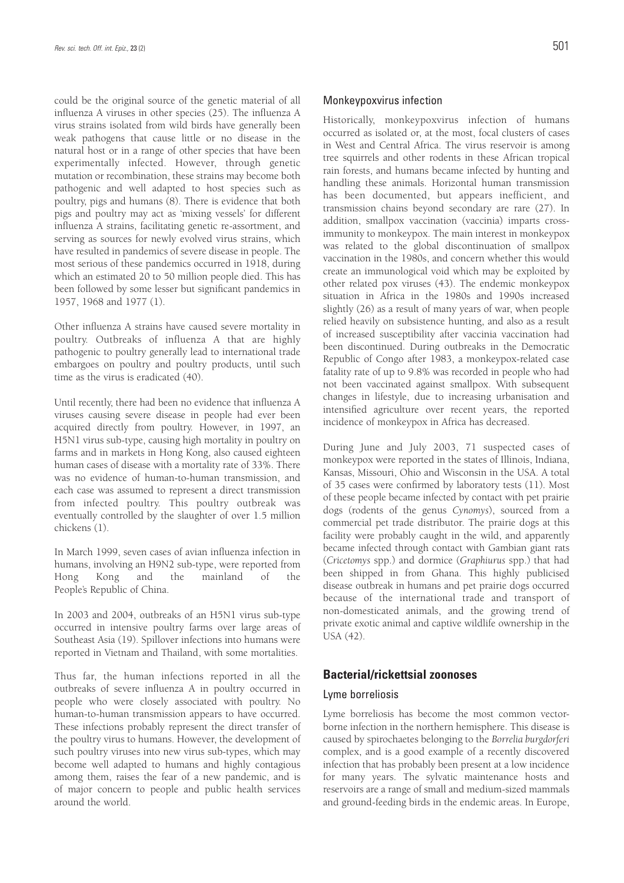could be the original source of the genetic material of all influenza A viruses in other species (25). The influenza A virus strains isolated from wild birds have generally been weak pathogens that cause little or no disease in the natural host or in a range of other species that have been experimentally infected. However, through genetic mutation or recombination, these strains may become both pathogenic and well adapted to host species such as poultry, pigs and humans (8). There is evidence that both pigs and poultry may act as 'mixing vessels' for different influenza A strains, facilitating genetic re-assortment, and serving as sources for newly evolved virus strains, which have resulted in pandemics of severe disease in people. The most serious of these pandemics occurred in 1918, during which an estimated 20 to 50 million people died. This has been followed by some lesser but significant pandemics in 1957, 1968 and 1977 (1).

Other influenza A strains have caused severe mortality in poultry. Outbreaks of influenza A that are highly pathogenic to poultry generally lead to international trade embargoes on poultry and poultry products, until such time as the virus is eradicated (40).

Until recently, there had been no evidence that influenza A viruses causing severe disease in people had ever been acquired directly from poultry. However, in 1997, an H5N1 virus sub-type, causing high mortality in poultry on farms and in markets in Hong Kong, also caused eighteen human cases of disease with a mortality rate of 33%. There was no evidence of human-to-human transmission, and each case was assumed to represent a direct transmission from infected poultry. This poultry outbreak was eventually controlled by the slaughter of over 1.5 million chickens (1).

In March 1999, seven cases of avian influenza infection in humans, involving an H9N2 sub-type, were reported from Hong Kong and the mainland of the People's Republic of China.

In 2003 and 2004, outbreaks of an H5N1 virus sub-type occurred in intensive poultry farms over large areas of Southeast Asia (19). Spillover infections into humans were reported in Vietnam and Thailand, with some mortalities.

Thus far, the human infections reported in all the outbreaks of severe influenza A in poultry occurred in people who were closely associated with poultry. No human-to-human transmission appears to have occurred. These infections probably represent the direct transfer of the poultry virus to humans. However, the development of such poultry viruses into new virus sub-types, which may become well adapted to humans and highly contagious among them, raises the fear of a new pandemic, and is of major concern to people and public health services around the world.

### Monkeypoxvirus infection

Historically, monkeypoxvirus infection of humans occurred as isolated or, at the most, focal clusters of cases in West and Central Africa. The virus reservoir is among tree squirrels and other rodents in these African tropical rain forests, and humans became infected by hunting and handling these animals. Horizontal human transmission has been documented, but appears inefficient, and transmission chains beyond secondary are rare (27). In addition, smallpox vaccination (vaccinia) imparts cross-immunity to monkeypox. The main interest in monkeypox was related to the global discontinuation of smallpox vaccination in the 1980s, and concern whether this would create an immunological void which may be exploited by other related pox viruses (43). The endemic monkeypox situation in Africa in the 1980s and 1990s increased slightly (26) as a result of many years of war, when people relied heavily on subsistence hunting, and also as a result of increased susceptibility after vaccinia vaccination had been discontinued. During outbreaks in the Democratic Republic of Congo after 1983, a monkeypox-related case fatality rate of up to 9.8% was recorded in people who had not been vaccinated against smallpox. With subsequent changes in lifestyle, due to increasing urbanisation and intensified agriculture over recent years, the reported incidence of monkeypox in Africa has decreased.

During June and July 2003, 71 suspected cases of monkeypox were reported in the states of Illinois, Indiana, Kansas, Missouri, Ohio and Wisconsin in the USA. A total of 35 cases were confirmed by laboratory tests (11). Most of these people became infected by contact with pet prairie dogs (rodents of the genus *Cynomys*), sourced from a commercial pet trade distributor. The prairie dogs at this facility were probably caught in the wild, and apparently became infected through contact with Gambian giant rats (*Cricetomys* spp.) and dormice (*Graphiurus* spp.) that had been shipped in from Ghana. This highly publicised disease outbreak in humans and pet prairie dogs occurred because of the international trade and transport of non-domesticated animals, and the growing trend of private exotic animal and captive wildlife ownership in the USA (42).

## Bacterial/rickettsial zoonoses

### Lyme borreliosis

Lyme borreliosis has become the most common vector-borne infection in the northern hemisphere. This disease is caused by spirochaetes belonging to the *Borrelia burgdorferi* complex, and is a good example of a recently discovered infection that has probably been present at a low incidence for many years. The sylvatic maintenance hosts and reservoirs are a range of small and medium-sized mammals and ground-feeding birds in the endemic areas. In Europe,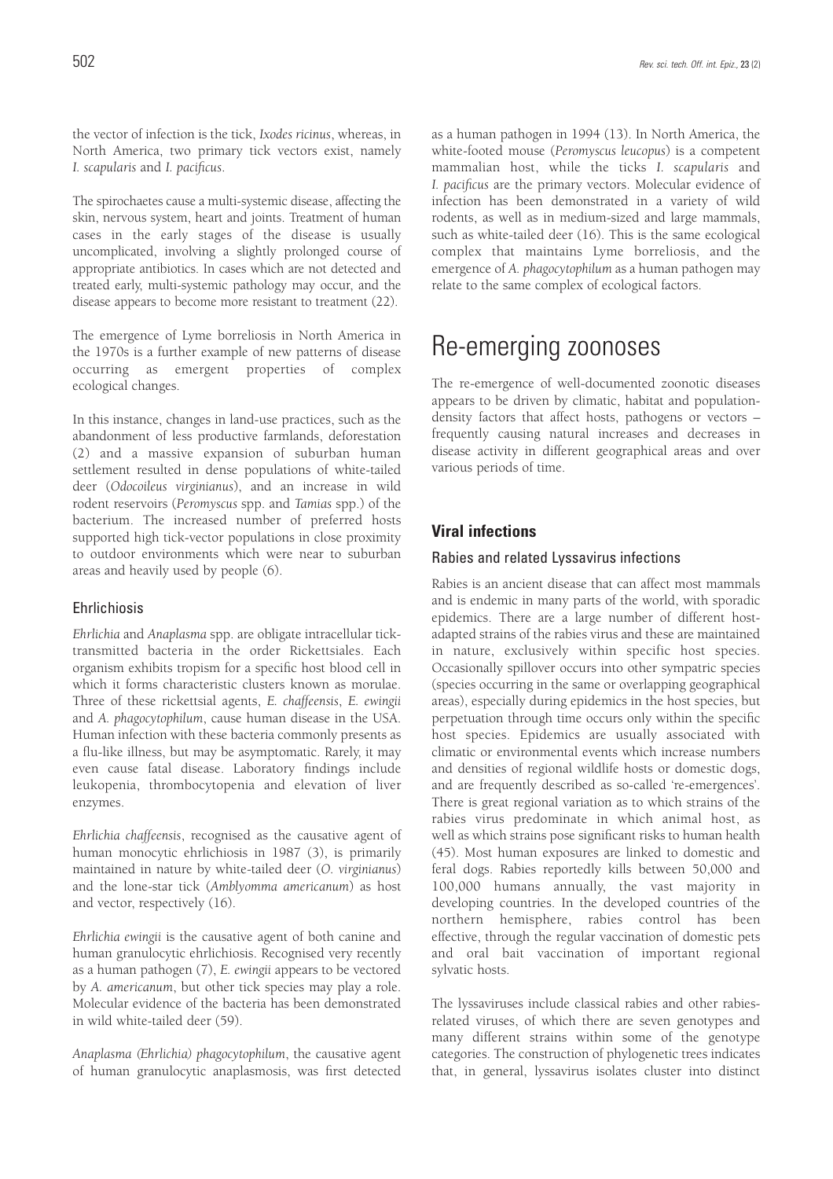the vector of infection is the tick, *Ixodes ricinus*, whereas, in North America, two primary tick vectors exist, namely *I. scapularis* and *I. pacificus*.

The spirochaetes cause a multi-systemic disease, affecting the skin, nervous system, heart and joints. Treatment of human cases in the early stages of the disease is usually uncomplicated, involving a slightly prolonged course of appropriate antibiotics. In cases which are not detected and treated early, multi-systemic pathology may occur, and the disease appears to become more resistant to treatment (22).

The emergence of Lyme borreliosis in North America in the 1970s is a further example of new patterns of disease occurring as emergent properties of complex ecological changes.

In this instance, changes in land-use practices, such as the abandonment of less productive farmlands, deforestation (2) and a massive expansion of suburban human settlement resulted in dense populations of white-tailed deer (*Odocoileus virginianus*), and an increase in wild rodent reservoirs (*Peromyscus* spp. and *Tamias* spp.) of the bacterium. The increased number of preferred hosts supported high tick-vector populations in close proximity to outdoor environments which were near to suburban areas and heavily used by people (6).

### Ehrlichiosis

*Ehrlichia* and *Anaplasma* spp. are obligate intracellular tick-transmitted bacteria in the order Rickettsiales. Each organism exhibits tropism for a specific host blood cell in which it forms characteristic clusters known as morulae. Three of these rickettsial agents, *E. chaffeensis*, *E. ewingii* and *A. phagocytophilum*, cause human disease in the USA. Human infection with these bacteria commonly presents as a flu-like illness, but may be asymptomatic. Rarely, it may even cause fatal disease. Laboratory findings include leukopenia, thrombocytopenia and elevation of liver enzymes.

*Ehrlichia chaffeensis*, recognised as the causative agent of human monocytic ehrlichiosis in 1987 (3), is primarily maintained in nature by white-tailed deer (*O. virginianus*) and the lone-star tick (*Amblyomma americanum*) as host and vector, respectively (16).

*Ehrlichia ewingii* is the causative agent of both canine and human granulocytic ehrlichiosis. Recognised very recently as a human pathogen (7), *E. ewingii* appears to be vectored by *A. americanum*, but other tick species may play a role. Molecular evidence of the bacteria has been demonstrated in wild white-tailed deer (59).

*Anaplasma (Ehrlichia) phagocytophilum*, the causative agent of human granulocytic anaplasmosis, was first detected as a human pathogen in 1994 (13). In North America, the white-footed mouse (*Peromyscus leucopus*) is a competent mammalian host, while the ticks *I. scapularis* and *I. pacificus* are the primary vectors. Molecular evidence of infection has been demonstrated in a variety of wild rodents, as well as in medium-sized and large mammals, such as white-tailed deer (16). This is the same ecological complex that maintains Lyme borreliosis, and the emergence of *A. phagocytophilum* as a human pathogen may relate to the same complex of ecological factors.

# Re-emerging zoonoses

The re-emergence of well-documented zoonotic diseases appears to be driven by climatic, habitat and population-density factors that affect hosts, pathogens or vectors – frequently causing natural increases and decreases in disease activity in different geographical areas and over various periods of time.

## Viral infections

### Rabies and related Lyssavirus infections

Rabies is an ancient disease that can affect most mammals and is endemic in many parts of the world, with sporadic epidemics. There are a large number of different host-adapted strains of the rabies virus and these are maintained in nature, exclusively within specific host species. Occasionally spillover occurs into other sympatric species (species occurring in the same or overlapping geographical areas), especially during epidemics in the host species, but perpetuation through time occurs only within the specific host species. Epidemics are usually associated with climatic or environmental events which increase numbers and densities of regional wildlife hosts or domestic dogs, and are frequently described as so-called 're-emergences'. There is great regional variation as to which strains of the rabies virus predominate in which animal host, as well as which strains pose significant risks to human health (45). Most human exposures are linked to domestic and feral dogs. Rabies reportedly kills between 50,000 and 100,000 humans annually, the vast majority in developing countries. In the developed countries of the northern hemisphere, rabies control has been effective, through the regular vaccination of domestic pets and oral bait vaccination of important regional sylvatic hosts.

The lyssaviruses include classical rabies and other rabies-related viruses, of which there are seven genotypes and many different strains within some of the genotype categories. The construction of phylogenetic trees indicates that, in general, lyssavirus isolates cluster into distinct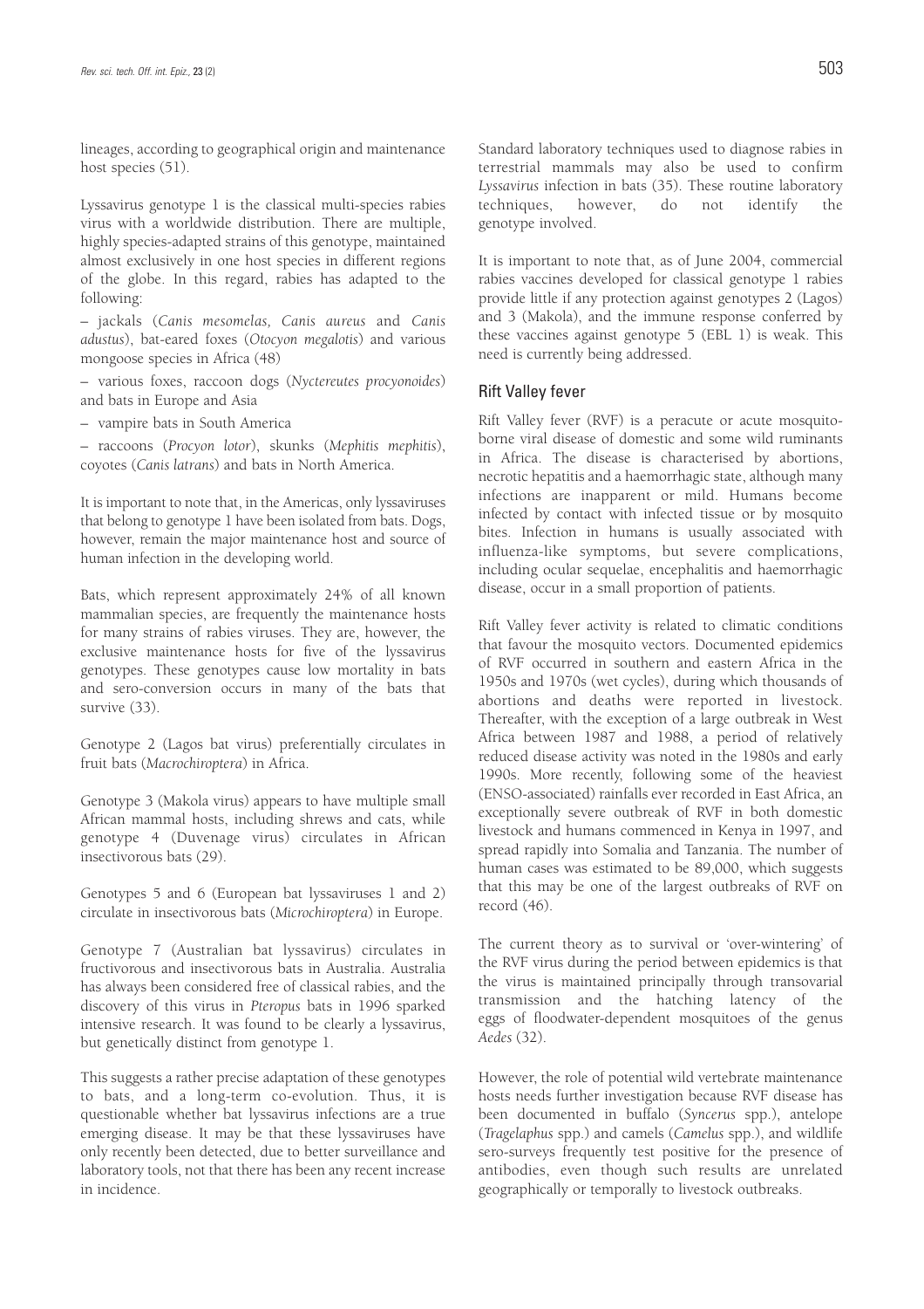lineages, according to geographical origin and maintenance host species (51).

Lyssavirus genotype 1 is the classical multi-species rabies virus with a worldwide distribution. There are multiple, highly species-adapted strains of this genotype, maintained almost exclusively in one host species in different regions of the globe. In this regard, rabies has adapted to the following:

– jackals (*Canis mesomelas, Canis aureus* and *Canis adustus*), bat-eared foxes (*Otocyon megalotis*) and various mongoose species in Africa (48)

– various foxes, raccoon dogs (*Nyctereutes procyonoides*) and bats in Europe and Asia

– vampire bats in South America

– raccoons (*Procyon lotor*), skunks (*Mephitis mephitis*), coyotes (*Canis latrans*) and bats in North America.

It is important to note that, in the Americas, only lyssaviruses that belong to genotype 1 have been isolated from bats. Dogs, however, remain the major maintenance host and source of human infection in the developing world.

Bats, which represent approximately 24% of all known mammalian species, are frequently the maintenance hosts for many strains of rabies viruses. They are, however, the exclusive maintenance hosts for five of the lyssavirus genotypes. These genotypes cause low mortality in bats and sero-conversion occurs in many of the bats that survive (33).

Genotype 2 (Lagos bat virus) preferentially circulates in fruit bats (*Macrochiroptera*) in Africa.

Genotype 3 (Makola virus) appears to have multiple small African mammal hosts, including shrews and cats, while genotype 4 (Duvenage virus) circulates in African insectivorous bats (29).

Genotypes 5 and 6 (European bat lyssaviruses 1 and 2) circulate in insectivorous bats (*Microchiroptera*) in Europe.

Genotype 7 (Australian bat lyssavirus) circulates in fructivorous and insectivorous bats in Australia. Australia has always been considered free of classical rabies, and the discovery of this virus in *Pteropus* bats in 1996 sparked intensive research. It was found to be clearly a lyssavirus, but genetically distinct from genotype 1.

This suggests a rather precise adaptation of these genotypes to bats, and a long-term co-evolution. Thus, it is questionable whether bat lyssavirus infections are a true emerging disease. It may be that these lyssaviruses have only recently been detected, due to better surveillance and laboratory tools, not that there has been any recent increase in incidence.

Standard laboratory techniques used to diagnose rabies in terrestrial mammals may also be used to confirm *Lyssavirus* infection in bats (35). These routine laboratory techniques, however, do not identify the genotype involved.

It is important to note that, as of June 2004, commercial rabies vaccines developed for classical genotype 1 rabies provide little if any protection against genotypes 2 (Lagos) and 3 (Makola), and the immune response conferred by these vaccines against genotype 5 (EBL 1) is weak. This need is currently being addressed.

## Rift Valley fever

Rift Valley fever (RVF) is a peracute or acute mosquito-borne viral disease of domestic and some wild ruminants in Africa. The disease is characterised by abortions, necrotic hepatitis and a haemorrhagic state, although many infections are inapparent or mild. Humans become infected by contact with infected tissue or by mosquito bites. Infection in humans is usually associated with influenza-like symptoms, but severe complications, including ocular sequelae, encephalitis and haemorrhagic disease, occur in a small proportion of patients.

Rift Valley fever activity is related to climatic conditions that favour the mosquito vectors. Documented epidemics of RVF occurred in southern and eastern Africa in the 1950s and 1970s (wet cycles), during which thousands of abortions and deaths were reported in livestock. Thereafter, with the exception of a large outbreak in West Africa between 1987 and 1988, a period of relatively reduced disease activity was noted in the 1980s and early 1990s. More recently, following some of the heaviest (ENSO-associated) rainfalls ever recorded in East Africa, an exceptionally severe outbreak of RVF in both domestic livestock and humans commenced in Kenya in 1997, and spread rapidly into Somalia and Tanzania. The number of human cases was estimated to be 89,000, which suggests that this may be one of the largest outbreaks of RVF on record (46).

The current theory as to survival or 'over-wintering' of the RVF virus during the period between epidemics is that the virus is maintained principally through transovarial transmission and the hatching latency of the eggs of floodwater-dependent mosquitoes of the genus *Aedes* (32).

However, the role of potential wild vertebrate maintenance hosts needs further investigation because RVF disease has been documented in buffalo (*Syncerus* spp.), antelope (*Tragelaphus* spp.) and camels (*Camelus* spp.), and wildlife sero-surveys frequently test positive for the presence of antibodies, even though such results are unrelated geographically or temporally to livestock outbreaks.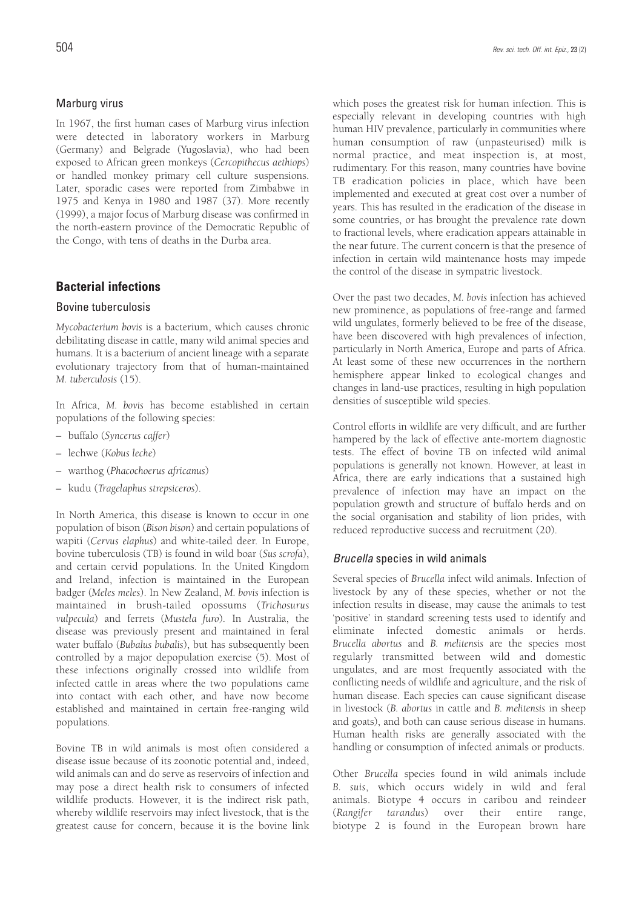### Marburg virus

In 1967, the first human cases of Marburg virus infection were detected in laboratory workers in Marburg (Germany) and Belgrade (Yugoslavia), who had been exposed to African green monkeys (*Cercopithecus aethiops*) or handled monkey primary cell culture suspensions. Later, sporadic cases were reported from Zimbabwe in 1975 and Kenya in 1980 and 1987 (37). More recently (1999), a major focus of Marburg disease was confirmed in the north-eastern province of the Democratic Republic of the Congo, with tens of deaths in the Durba area.

## Bacterial infections

### Bovine tuberculosis

*Mycobacterium bovis* is a bacterium, which causes chronic debilitating disease in cattle, many wild animal species and humans. It is a bacterium of ancient lineage with a separate evolutionary trajectory from that of human-maintained *M. tuberculosis* (15).

In Africa, *M. bovis* has become established in certain populations of the following species:

– buffalo (*Syncerus caffer*)

– lechwe (*Kobus leche*)

– warthog (*Phacochoerus africanus*)

– kudu (*Tragelaphus strepsiceros*).

In North America, this disease is known to occur in one population of bison (*Bison bison*) and certain populations of wapiti (*Cervus elaphus*) and white-tailed deer. In Europe, bovine tuberculosis (TB) is found in wild boar (*Sus scrofa*), and certain cervid populations. In the United Kingdom and Ireland, infection is maintained in the European badger (*Meles meles*). In New Zealand, *M. bovis* infection is maintained in brush-tailed opossums (*Trichosurus vulpecula*) and ferrets (*Mustela furo*). In Australia, the disease was previously present and maintained in feral water buffalo (*Bubalus bubalis*), but has subsequently been controlled by a major depopulation exercise (5). Most of these infections originally crossed into wildlife from infected cattle in areas where the two populations came into contact with each other, and have now become established and maintained in certain free-ranging wild populations.

Bovine TB in wild animals is most often considered a disease issue because of its zoonotic potential and, indeed, wild animals can and do serve as reservoirs of infection and may pose a direct health risk to consumers of infected wildlife products. However, it is the indirect risk path, whereby wildlife reservoirs may infect livestock, that is the greatest cause for concern, because it is the bovine link which poses the greatest risk for human infection. This is especially relevant in developing countries with high human HIV prevalence, particularly in communities where human consumption of raw (unpasteurised) milk is normal practice, and meat inspection is, at most, rudimentary. For this reason, many countries have bovine TB eradication policies in place, which have been implemented and executed at great cost over a number of years. This has resulted in the eradication of the disease in some countries, or has brought the prevalence rate down to fractional levels, where eradication appears attainable in the near future. The current concern is that the presence of infection in certain wild maintenance hosts may impede the control of the disease in sympatric livestock.

Over the past two decades, *M. bovis* infection has achieved new prominence, as populations of free-range and farmed wild ungulates, formerly believed to be free of the disease, have been discovered with high prevalences of infection, particularly in North America, Europe and parts of Africa. At least some of these new occurrences in the northern hemisphere appear linked to ecological changes and changes in land-use practices, resulting in high population densities of susceptible wild species.

Control efforts in wildlife are very difficult, and are further hampered by the lack of effective ante-mortem diagnostic tests. The effect of bovine TB on infected wild animal populations is generally not known. However, at least in Africa, there are early indications that a sustained high prevalence of infection may have an impact on the population growth and structure of buffalo herds and on the social organisation and stability of lion prides, with reduced reproductive success and recruitment (20).

### *Brucella* species in wild animals

Several species of *Brucella* infect wild animals. Infection of livestock by any of these species, whether or not the infection results in disease, may cause the animals to test 'positive' in standard screening tests used to identify and eliminate infected domestic animals or herds. *Brucella abortus* and *B. melitensis* are the species most regularly transmitted between wild and domestic ungulates, and are most frequently associated with the conflicting needs of wildlife and agriculture, and the risk of human disease. Each species can cause significant disease in livestock (*B. abortus* in cattle and *B. melitensis* in sheep and goats), and both can cause serious disease in humans. Human health risks are generally associated with the handling or consumption of infected animals or products.

Other *Brucella* species found in wild animals include *B. suis*, which occurs widely in wild and feral animals. Biotype 4 occurs in caribou and reindeer (*Rangifer tarandus*) over their entire range, biotype 2 is found in the European brown hare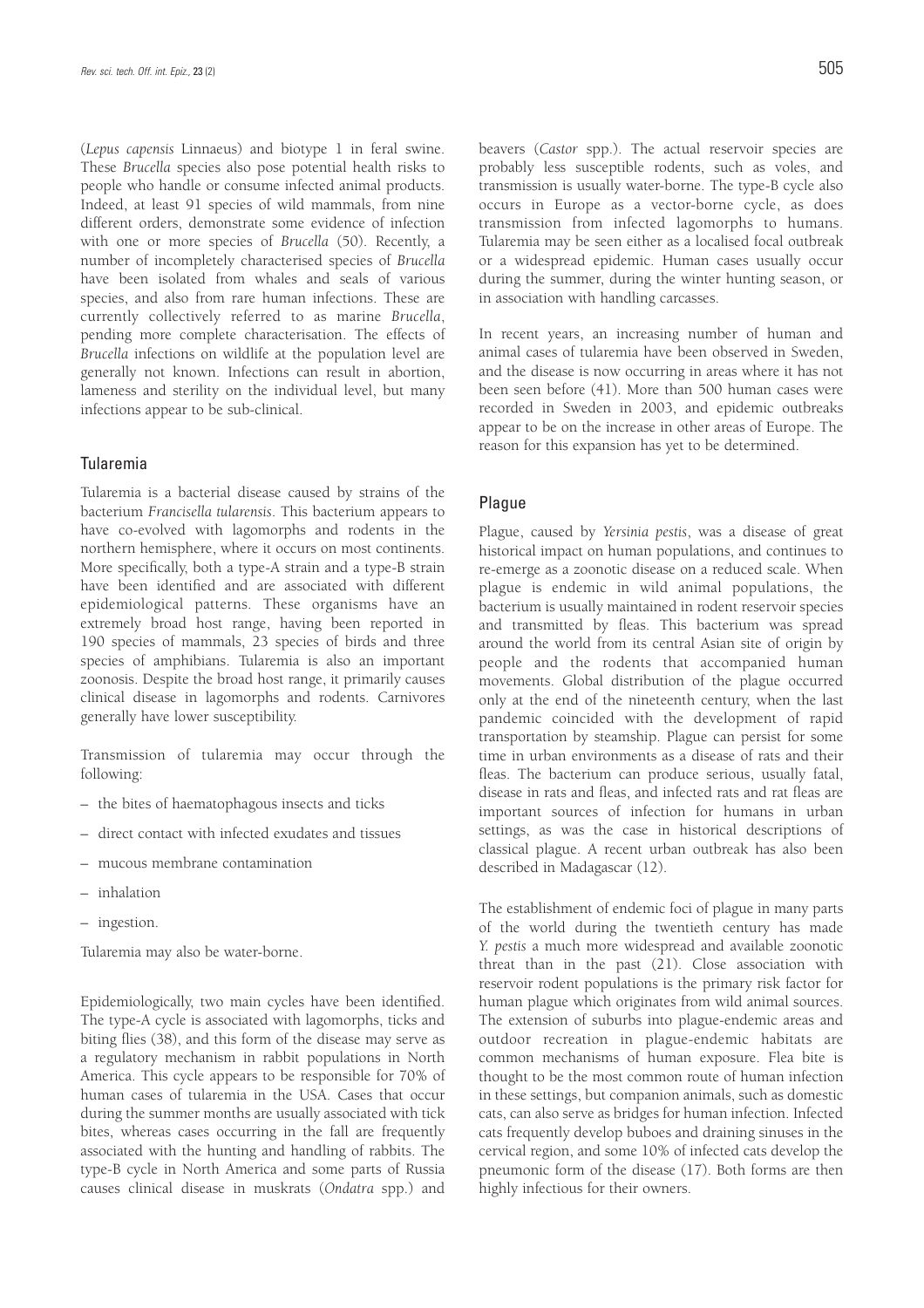(*Lepus capensis* Linnaeus) and biotype 1 in feral swine. These *Brucella* species also pose potential health risks to people who handle or consume infected animal products. Indeed, at least 91 species of wild mammals, from nine different orders, demonstrate some evidence of infection with one or more species of *Brucella* (50). Recently, a number of incompletely characterised species of *Brucella* have been isolated from whales and seals of various species, and also from rare human infections. These are currently collectively referred to as marine *Brucella*, pending more complete characterisation. The effects of *Brucella* infections on wildlife at the population level are generally not known. Infections can result in abortion, lameness and sterility on the individual level, but many infections appear to be sub-clinical.

## Tularemia

Tularemia is a bacterial disease caused by strains of the bacterium *Francisella tularensis*. This bacterium appears to have co-evolved with lagomorphs and rodents in the northern hemisphere, where it occurs on most continents. More specifically, both a type-A strain and a type-B strain have been identified and are associated with different epidemiological patterns. These organisms have an extremely broad host range, having been reported in 190 species of mammals, 23 species of birds and three species of amphibians. Tularemia is also an important zoonosis. Despite the broad host range, it primarily causes clinical disease in lagomorphs and rodents. Carnivores generally have lower susceptibility.

Transmission of tularemia may occur through the following:

– the bites of haematophagous insects and ticks

– direct contact with infected exudates and tissues

– mucous membrane contamination

– inhalation

– ingestion.

Tularemia may also be water-borne.

Epidemiologically, two main cycles have been identified. The type-A cycle is associated with lagomorphs, ticks and biting flies (38), and this form of the disease may serve as a regulatory mechanism in rabbit populations in North America. This cycle appears to be responsible for 70% of human cases of tularemia in the USA. Cases that occur during the summer months are usually associated with tick bites, whereas cases occurring in the fall are frequently associated with the hunting and handling of rabbits. The type-B cycle in North America and some parts of Russia causes clinical disease in muskrats (*Ondatra* spp.) and beavers (*Castor* spp.). The actual reservoir species are probably less susceptible rodents, such as voles, and transmission is usually water-borne. The type-B cycle also occurs in Europe as a vector-borne cycle, as does transmission from infected lagomorphs to humans. Tularemia may be seen either as a localised focal outbreak or a widespread epidemic. Human cases usually occur during the summer, during the winter hunting season, or in association with handling carcasses.

In recent years, an increasing number of human and animal cases of tularemia have been observed in Sweden, and the disease is now occurring in areas where it has not been seen before (41). More than 500 human cases were recorded in Sweden in 2003, and epidemic outbreaks appear to be on the increase in other areas of Europe. The reason for this expansion has yet to be determined.

## Plague

Plague, caused by *Yersinia pestis*, was a disease of great historical impact on human populations, and continues to re-emerge as a zoonotic disease on a reduced scale. When plague is endemic in wild animal populations, the bacterium is usually maintained in rodent reservoir species and transmitted by fleas. This bacterium was spread around the world from its central Asian site of origin by people and the rodents that accompanied human movements. Global distribution of the plague occurred only at the end of the nineteenth century, when the last pandemic coincided with the development of rapid transportation by steamship. Plague can persist for some time in urban environments as a disease of rats and their fleas. The bacterium can produce serious, usually fatal, disease in rats and fleas, and infected rats and rat fleas are important sources of infection for humans in urban settings, as was the case in historical descriptions of classical plague. A recent urban outbreak has also been described in Madagascar (12).

The establishment of endemic foci of plague in many parts of the world during the twentieth century has made *Y. pestis* a much more widespread and available zoonotic threat than in the past (21). Close association with reservoir rodent populations is the primary risk factor for human plague which originates from wild animal sources. The extension of suburbs into plague-endemic areas and outdoor recreation in plague-endemic habitats are common mechanisms of human exposure. Flea bite is thought to be the most common route of human infection in these settings, but companion animals, such as domestic cats, can also serve as bridges for human infection. Infected cats frequently develop buboes and draining sinuses in the cervical region, and some 10% of infected cats develop the pneumonic form of the disease (17). Both forms are then highly infectious for their owners.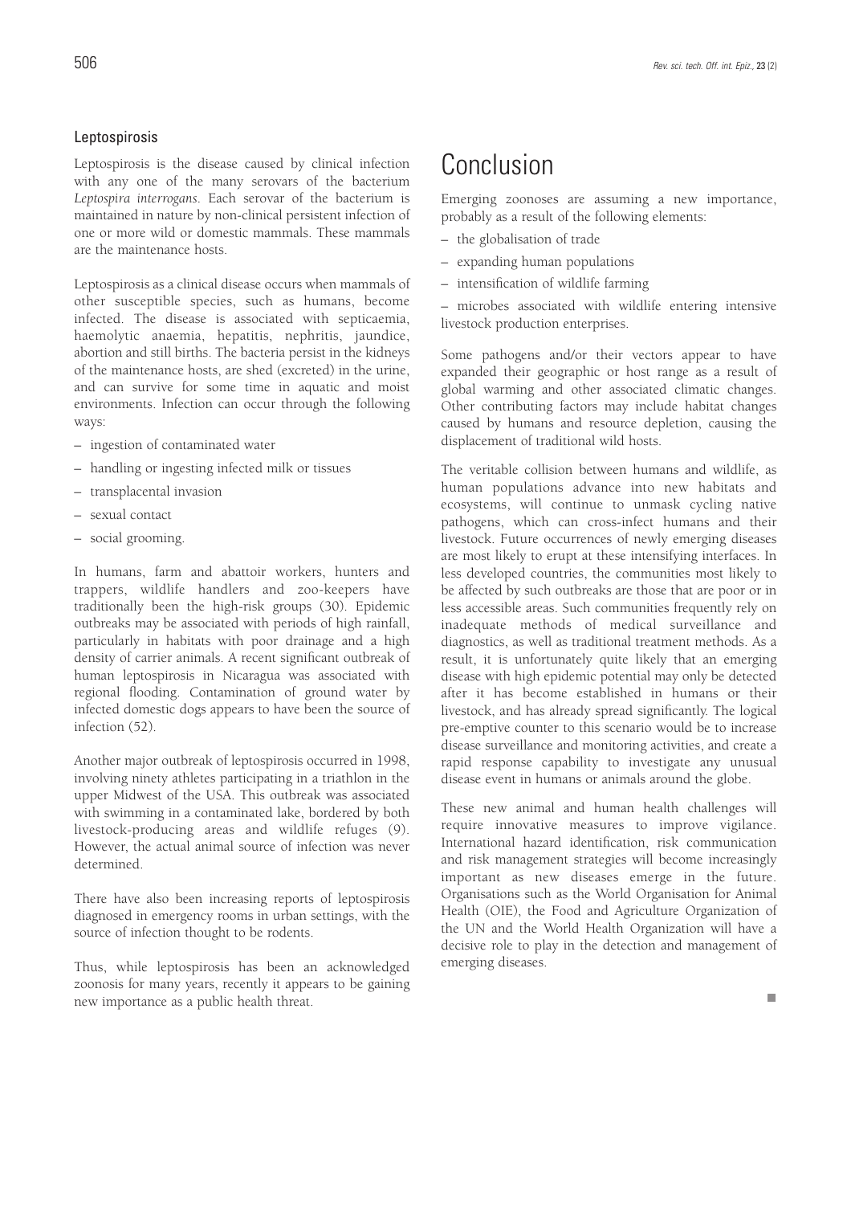### Leptospirosis

Leptospirosis is the disease caused by clinical infection with any one of the many serovars of the bacterium *Leptospira interrogans*. Each serovar of the bacterium is maintained in nature by non-clinical persistent infection of one or more wild or domestic mammals. These mammals are the maintenance hosts.

Leptospirosis as a clinical disease occurs when mammals of other susceptible species, such as humans, become infected. The disease is associated with septicaemia, haemolytic anaemia, hepatitis, nephritis, jaundice, abortion and still births. The bacteria persist in the kidneys of the maintenance hosts, are shed (excreted) in the urine, and can survive for some time in aquatic and moist environments. Infection can occur through the following ways:

- ingestion of contaminated water
- handling or ingesting infected milk or tissues
- transplacental invasion
- sexual contact
- social grooming.

In humans, farm and abattoir workers, hunters and trappers, wildlife handlers and zoo-keepers have traditionally been the high-risk groups (30). Epidemic outbreaks may be associated with periods of high rainfall, particularly in habitats with poor drainage and a high density of carrier animals. A recent significant outbreak of human leptospirosis in Nicaragua was associated with regional flooding. Contamination of ground water by infected domestic dogs appears to have been the source of infection (52).

Another major outbreak of leptospirosis occurred in 1998, involving ninety athletes participating in a triathlon in the upper Midwest of the USA. This outbreak was associated with swimming in a contaminated lake, bordered by both livestock-producing areas and wildlife refuges (9). However, the actual animal source of infection was never determined.

There have also been increasing reports of leptospirosis diagnosed in emergency rooms in urban settings, with the source of infection thought to be rodents.

Thus, while leptospirosis has been an acknowledged zoonosis for many years, recently it appears to be gaining new importance as a public health threat.

# Conclusion

Emerging zoonoses are assuming a new importance, probably as a result of the following elements:

- the globalisation of trade
- expanding human populations
- intensification of wildlife farming
- microbes associated with wildlife entering intensive livestock production enterprises.

Some pathogens and/or their vectors appear to have expanded their geographic or host range as a result of global warming and other associated climatic changes. Other contributing factors may include habitat changes caused by humans and resource depletion, causing the displacement of traditional wild hosts.

The veritable collision between humans and wildlife, as human populations advance into new habitats and ecosystems, will continue to unmask cycling native pathogens, which can cross-infect humans and their livestock. Future occurrences of newly emerging diseases are most likely to erupt at these intensifying interfaces. In less developed countries, the communities most likely to be affected by such outbreaks are those that are poor or in less accessible areas. Such communities frequently rely on inadequate methods of medical surveillance and diagnostics, as well as traditional treatment methods. As a result, it is unfortunately quite likely that an emerging disease with high epidemic potential may only be detected after it has become established in humans or their livestock, and has already spread significantly. The logical pre-emptive counter to this scenario would be to increase disease surveillance and monitoring activities, and create a rapid response capability to investigate any unusual disease event in humans or animals around the globe.

These new animal and human health challenges will require innovative measures to improve vigilance. International hazard identification, risk communication and risk management strategies will become increasingly important as new diseases emerge in the future. Organisations such as the World Organisation for Animal Health (OIE), the Food and Agriculture Organization of the UN and the World Health Organization will have a decisive role to play in the detection and management of emerging diseases.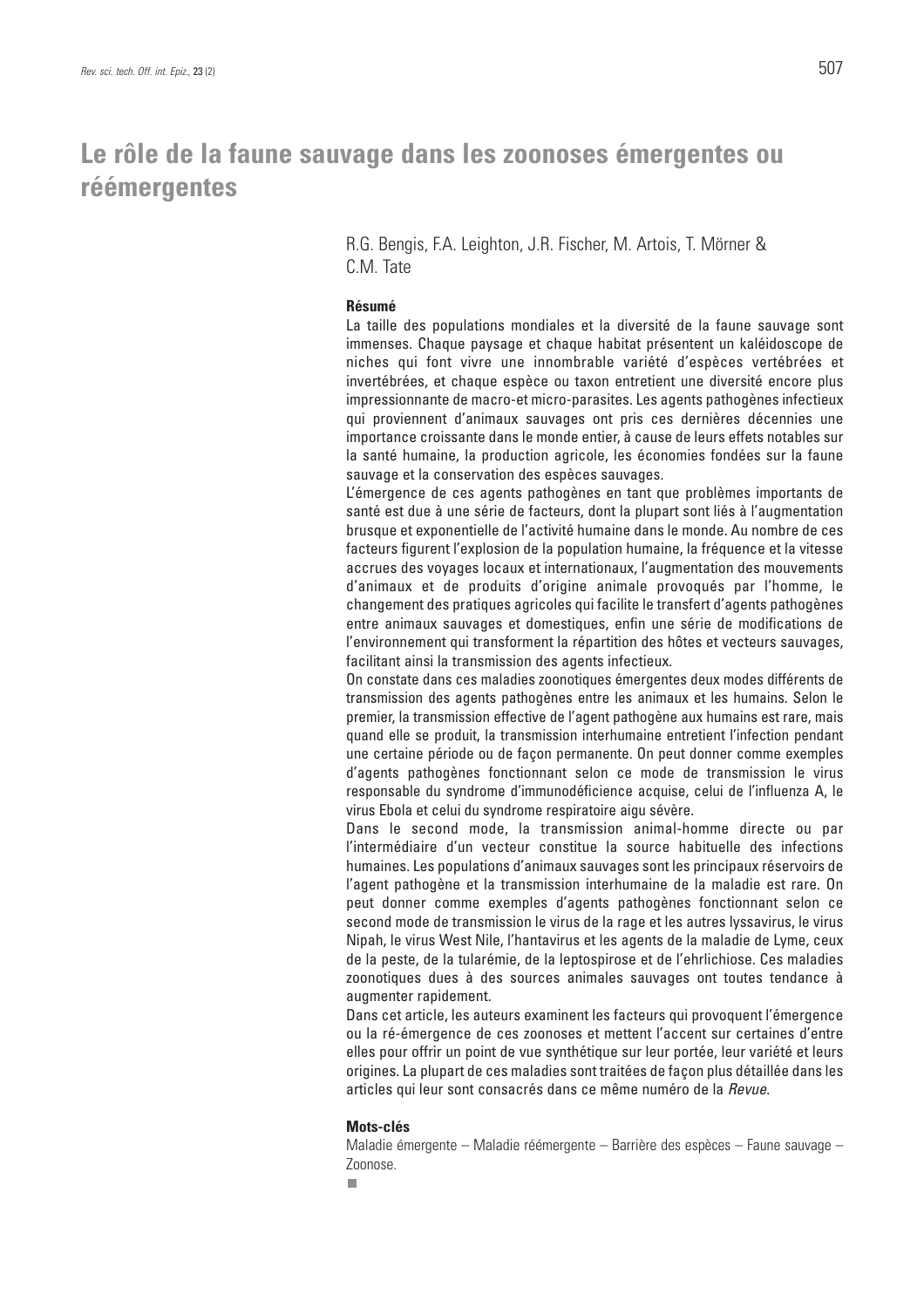# Le rôle de la faune sauvage dans les zoonoses émergentes ou réémergentes

R.G. Bengis, F.A. Leighton, J.R. Fischer, M. Artois, T. Mörner & C.M. Tate

**Résumé**

La taille des populations mondiales et la diversité de la faune sauvage sont immenses. Chaque paysage et chaque habitat présentent un kaléidoscope de niches qui font vivre une innombrable variété d'espèces vertébrées et invertébrées, et chaque espèce ou taxon entretient une diversité encore plus impressionnante de macro-et micro-parasites. Les agents pathogènes infectieux qui proviennent d'animaux sauvages ont pris ces dernières décennies une importance croissante dans le monde entier, à cause de leurs effets notables sur la santé humaine, la production agricole, les économies fondées sur la faune sauvage et la conservation des espèces sauvages.

L'émergence de ces agents pathogènes en tant que problèmes importants de santé est due à une série de facteurs, dont la plupart sont liés à l'augmentation brusque et exponentielle de l'activité humaine dans le monde. Au nombre de ces facteurs figurent l'explosion de la population humaine, la fréquence et la vitesse accrues des voyages locaux et internationaux, l'augmentation des mouvements d'animaux et de produits d'origine animale provoqués par l'homme, le changement des pratiques agricoles qui facilite le transfert d'agents pathogènes entre animaux sauvages et domestiques, enfin une série de modifications de l'environnement qui transforment la répartition des hôtes et vecteurs sauvages, facilitant ainsi la transmission des agents infectieux.

On constate dans ces maladies zoonotiques émergentes deux modes différents de transmission des agents pathogènes entre les animaux et les humains. Selon le premier, la transmission effective de l'agent pathogène aux humains est rare, mais quand elle se produit, la transmission interhumaine entretient l'infection pendant une certaine période ou de façon permanente. On peut donner comme exemples d'agents pathogènes fonctionnant selon ce mode de transmission le virus responsable du syndrome d'immunodéficience acquise, celui de l'influenza A, le virus Ebola et celui du syndrome respiratoire aigu sévère.

Dans le second mode, la transmission animal-homme directe ou par l'intermédiaire d'un vecteur constitue la source habituelle des infections humaines. Les populations d'animaux sauvages sont les principaux réservoirs de l'agent pathogène et la transmission interhumaine de la maladie est rare. On peut donner comme exemples d'agents pathogènes fonctionnant selon ce second mode de transmission le virus de la rage et les autres lyssavirus, le virus Nipah, le virus West Nile, l'hantavirus et les agents de la maladie de Lyme, ceux de la peste, de la tularémie, de la leptospirose et de l'ehrlichiose. Ces maladies zoonotiques dues à des sources animales sauvages ont toutes tendance à augmenter rapidement.

Dans cet article, les auteurs examinent les facteurs qui provoquent l'émergence ou la ré-émergence de ces zoonoses et mettent l'accent sur certaines d'entre elles pour offrir un point de vue synthétique sur leur portée, leur variété et leurs origines. La plupart de ces maladies sont traitées de façon plus détaillée dans les articles qui leur sont consacrés dans ce même numéro de la *Revue*.

**Mots-clés**

Maladie émergente – Maladie réémergente – Barrière des espèces – Faune sauvage – Zoonose.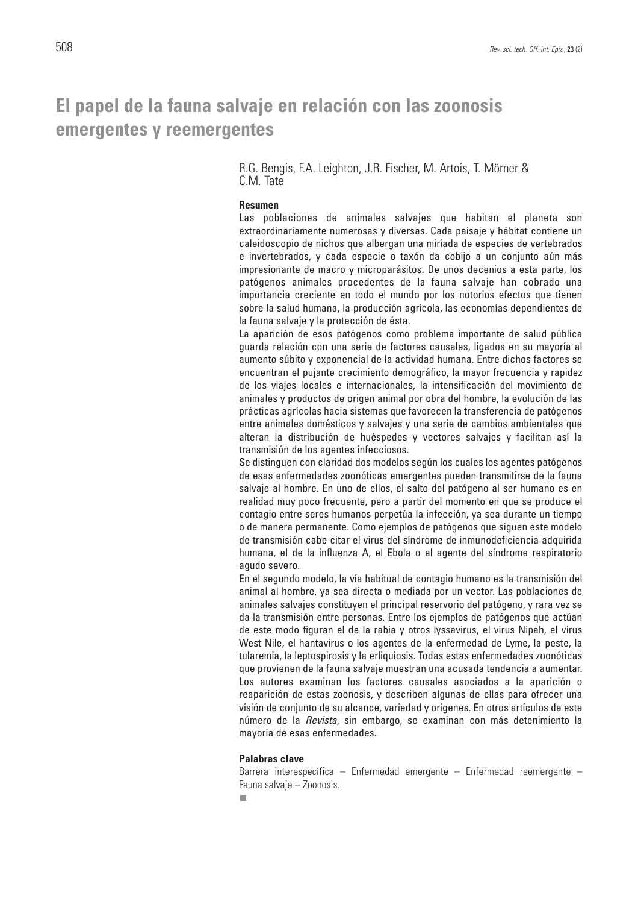# El papel de la fauna salvaje en relación con las zoonosis emergentes y reemergentes

R.G. Bengis, F.A. Leighton, J.R. Fischer, M. Artois, T. Mörner & C.M. Tate

## Resumen

Las poblaciones de animales salvajes que habitan el planeta son extraordinariamente numerosas y diversas. Cada paisaje y hábitat contiene un caleidoscopio de nichos que albergan una miríada de especies de vertebrados e invertebrados, y cada especie o taxón da cobijo a un conjunto aún más impresionante de macro y microparásitos. De unos decenios a esta parte, los patógenos animales procedentes de la fauna salvaje han cobrado una importancia creciente en todo el mundo por los notorios efectos que tienen sobre la salud humana, la producción agrícola, las economías dependientes de la fauna salvaje y la protección de ésta.

La aparición de esos patógenos como problema importante de salud pública guarda relación con una serie de factores causales, ligados en su mayoría al aumento súbito y exponencial de la actividad humana. Entre dichos factores se encuentran el pujante crecimiento demográfico, la mayor frecuencia y rapidez de los viajes locales e internacionales, la intensificación del movimiento de animales y productos de origen animal por obra del hombre, la evolución de las prácticas agrícolas hacia sistemas que favorecen la transferencia de patógenos entre animales domésticos y salvajes y una serie de cambios ambientales que alteran la distribución de huéspedes y vectores salvajes y facilitan así la transmisión de los agentes infecciosos.

Se distinguen con claridad dos modelos según los cuales los agentes patógenos de esas enfermedades zoonóticas emergentes pueden transmitirse de la fauna salvaje al hombre. En uno de ellos, el salto del patógeno al ser humano es en realidad muy poco frecuente, pero a partir del momento en que se produce el contagio entre seres humanos perpetúa la infección, ya sea durante un tiempo o de manera permanente. Como ejemplos de patógenos que siguen este modelo de transmisión cabe citar el virus del síndrome de inmunodeficiencia adquirida humana, el de la influenza A, el Ebola o el agente del síndrome respiratorio agudo severo.

En el segundo modelo, la vía habitual de contagio humano es la transmisión del animal al hombre, ya sea directa o mediada por un vector. Las poblaciones de animales salvajes constituyen el principal reservorio del patógeno, y rara vez se da la transmisión entre personas. Entre los ejemplos de patógenos que actúan de este modo figuran el de la rabia y otros lyssavirus, el virus Nipah, el virus West Nile, el hantavirus o los agentes de la enfermedad de Lyme, la peste, la tularemia, la leptospirosis y la erliquiosis. Todas estas enfermedades zoonóticas que provienen de la fauna salvaje muestran una acusada tendencia a aumentar. Los autores examinan los factores causales asociados a la aparición o reaparición de estas zoonosis, y describen algunas de ellas para ofrecer una visión de conjunto de su alcance, variedad y orígenes. En otros artículos de este número de la *Revista*, sin embargo, se examinan con más detenimiento la mayoría de esas enfermedades.

## Palabras clave

Barrera interespecífica – Enfermedad emergente – Enfermedad reemergente – Fauna salvaje – Zoonosis.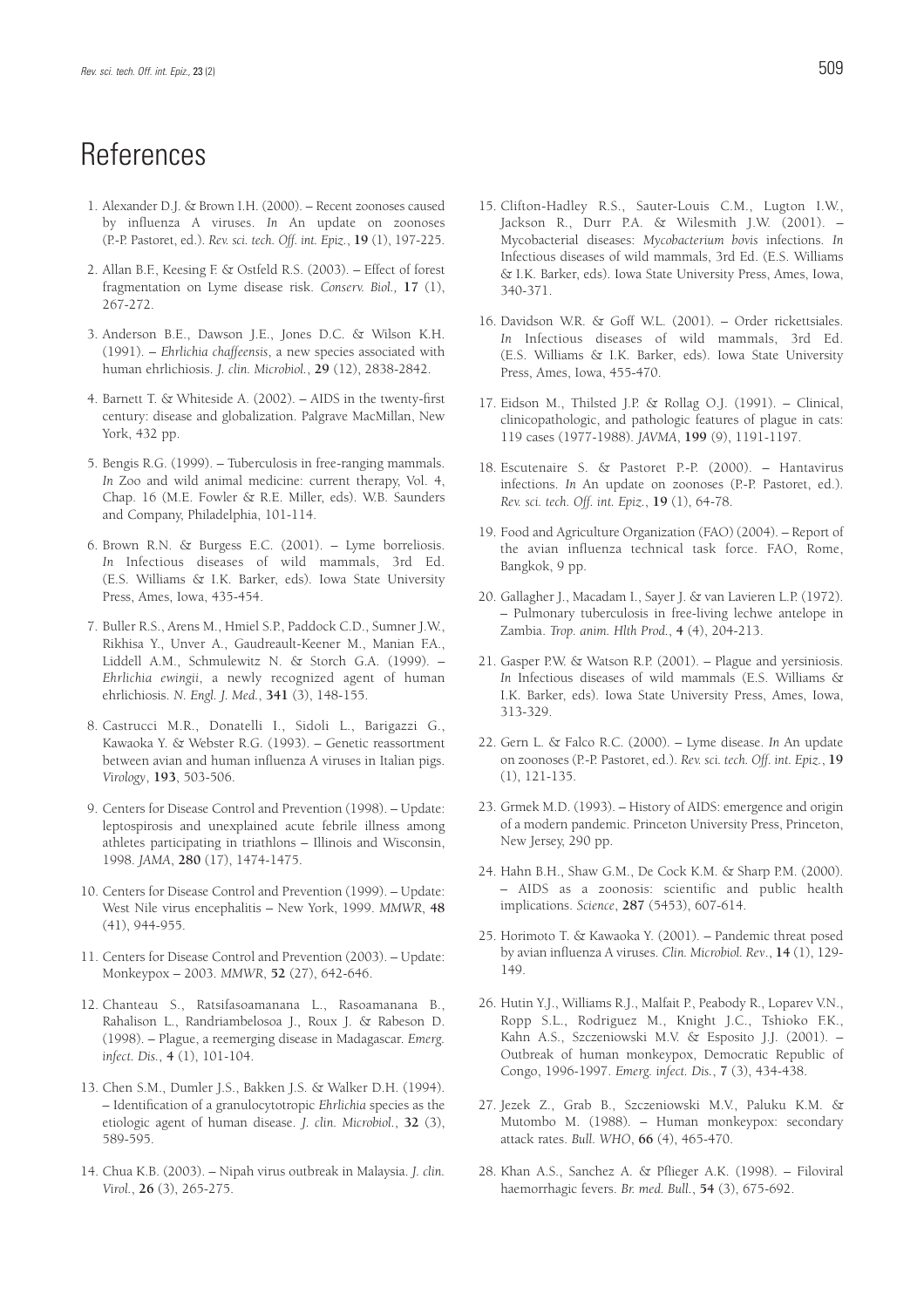# References

1. Alexander D.J. & Brown I.H. (2000). – Recent zoonoses caused by influenza A viruses. *In* An update on zoonoses (P.-P. Pastoret, ed.). *Rev. sci. tech. Off. int. Epiz.*, **19** (1), 197-225.

2. Allan B.F., Keesing F. & Ostfeld R.S. (2003). – Effect of forest fragmentation on Lyme disease risk. *Conserv. Biol.*, **17** (1), 267-272.

3. Anderson B.E., Dawson J.E., Jones D.C. & Wilson K.H. (1991). – *Ehrlichia chaffeensis*, a new species associated with human ehrlichiosis. *J. clin. Microbiol.*, **29** (12), 2838-2842.

4. Barnett T. & Whiteside A. (2002). – AIDS in the twenty-first century: disease and globalization. Palgrave MacMillan, New York, 432 pp.

5. Bengis R.G. (1999). – Tuberculosis in free-ranging mammals. *In* Zoo and wild animal medicine: current therapy, Vol. 4, Chap. 16 (M.E. Fowler & R.E. Miller, eds). W.B. Saunders and Company, Philadelphia, 101-114.

6. Brown R.N. & Burgess E.C. (2001). – Lyme borreliosis. *In* Infectious diseases of wild mammals, 3rd Ed. (E.S. Williams & I.K. Barker, eds). Iowa State University Press, Ames, Iowa, 435-454.

7. Buller R.S., Arens M., Hmiel S.P., Paddock C.D., Sumner J.W., Rikhisa Y., Unver A., Gaudreault-Keener M., Manian F.A., Liddell A.M., Schmulewitz N. & Storch G.A. (1999). – *Ehrlichia ewingii*, a newly recognized agent of human ehrlichiosis. *N. Engl. J. Med.*, **341** (3), 148-155.

8. Castrucci M.R., Donatelli I., Sidoli L., Barigazzi G., Kawaoka Y. & Webster R.G. (1993). – Genetic reassortment between avian and human influenza A viruses in Italian pigs. *Virology*, **193**, 503-506.

9. Centers for Disease Control and Prevention (1998). – Update: leptospirosis and unexplained acute febrile illness among athletes participating in triathlons – Illinois and Wisconsin, 1998. *JAMA*, **280** (17), 1474-1475.

10. Centers for Disease Control and Prevention (1999). – Update: West Nile virus encephalitis – New York, 1999. *MMWR*, **48** (41), 944-955.

11. Centers for Disease Control and Prevention (2003). – Update: Monkeypox – 2003. *MMWR*, **52** (27), 642-646.

12. Chanteau S., Ratsifasoamanana L., Rasoamanana B., Rahalison L., Randriambelosoa J., Roux J. & Rabeson D. (1998). – Plague, a reemerging disease in Madagascar. *Emerg. infect. Dis.*, **4** (1), 101-104.

13. Chen S.M., Dumler J.S., Bakken J.S. & Walker D.H. (1994). – Identification of a granulocytotropic *Ehrlichia* species as the etiologic agent of human disease. *J. clin. Microbiol.*, **32** (3), 589-595.

14. Chua K.B. (2003). – Nipah virus outbreak in Malaysia. *J. clin. Virol.*, **26** (3), 265-275.

15. Clifton-Hadley R.S., Sauter-Louis C.M., Lugton I.W., Jackson R., Durr P.A. & Wilesmith J.W. (2001). – Mycobacterial diseases: *Mycobacterium bovis* infections. *In* Infectious diseases of wild mammals, 3rd Ed. (E.S. Williams & I.K. Barker, eds). Iowa State University Press, Ames, Iowa, 340-371.

16. Davidson W.R. & Goff W.L. (2001). – Order rickettsiales. *In* Infectious diseases of wild mammals, 3rd Ed. (E.S. Williams & I.K. Barker, eds). Iowa State University Press, Ames, Iowa, 455-470.

17. Eidson M., Thilsted J.P. & Rollag O.J. (1991). – Clinical, clinicopathologic, and pathologic features of plague in cats: 119 cases (1977-1988). *JAVMA*, **199** (9), 1191-1197.

18. Escutenaire S. & Pastoret P.-P. (2000). – Hantavirus infections. *In* An update on zoonoses (P.-P. Pastoret, ed.). *Rev. sci. tech. Off. int. Epiz.*, **19** (1), 64-78.

19. Food and Agriculture Organization (FAO) (2004). – Report of the avian influenza technical task force. FAO, Rome, Bangkok, 9 pp.

20. Gallagher J., Macadam I., Sayer J. & van Lavieren L.P. (1972). – Pulmonary tuberculosis in free-living lechwe antelope in Zambia. *Trop. anim. Hlth Prod.*, **4** (4), 204-213.

21. Gasper P.W. & Watson R.P. (2001). – Plague and yersiniosis. *In* Infectious diseases of wild mammals (E.S. Williams & I.K. Barker, eds). Iowa State University Press, Ames, Iowa, 313-329.

22. Gern L. & Falco R.C. (2000). – Lyme disease. *In* An update on zoonoses (P.-P. Pastoret, ed.). *Rev. sci. tech. Off. int. Epiz.*, **19** (1), 121-135.

23. Grmek M.D. (1993). – History of AIDS: emergence and origin of a modern pandemic. Princeton University Press, Princeton, New Jersey, 290 pp.

24. Hahn B.H., Shaw G.M., De Cock K.M. & Sharp P.M. (2000). – AIDS as a zoonosis: scientific and public health implications. *Science*, **287** (5453), 607-614.

25. Horimoto T. & Kawaoka Y. (2001). – Pandemic threat posed by avian influenza A viruses. *Clin. Microbiol. Rev.*, **14** (1), 129-149.

26. Hutin Y.J., Williams R.J., Malfait P., Peabody R., Loparev V.N., Ropp S.L., Rodriguez M., Knight J.C., Tshioko F.K., Kahn A.S., Szczeniowski M.V. & Esposito J.J. (2001). – Outbreak of human monkeypox, Democratic Republic of Congo, 1996-1997. *Emerg. infect. Dis.*, **7** (3), 434-438.

27. Jezek Z., Grab B., Szczeniowski M.V., Paluku K.M. & Mutombo M. (1988). – Human monkeypox: secondary attack rates. *Bull. WHO*, **66** (4), 465-470.

28. Khan A.S., Sanchez A. & Pflieger A.K. (1998). – Filoviral haemorrhagic fevers. *Br. med. Bull.*, **54** (3), 675-692.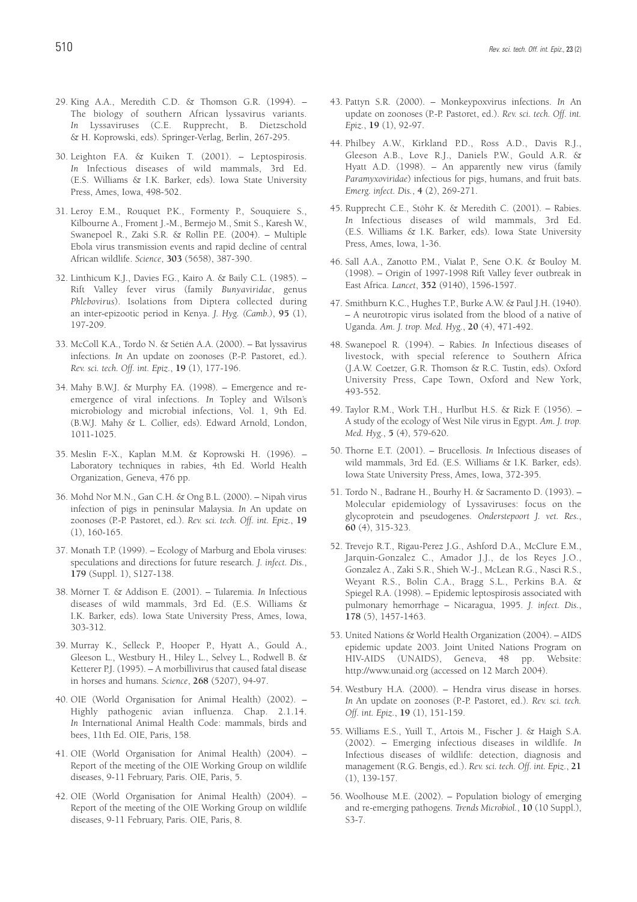29. King A.A., Meredith C.D. & Thomson G.R. (1994). – The biology of southern African lyssavirus variants. *In* Lyssaviruses (C.E. Rupprecht, B. Dietzschold & H. Koprowski, eds). Springer-Verlag, Berlin, 267-295.

30. Leighton F.A. & Kuiken T. (2001). – Leptospirosis. *In* Infectious diseases of wild mammals, 3rd Ed. (E.S. Williams & I.K. Barker, eds). Iowa State University Press, Ames, Iowa, 498-502.

31. Leroy E.M., Rouquet P.K., Formenty P., Souquiere S., Kilbourne A., Froment J.-M., Bermejo M., Smit S., Karesh W., Swanepoel R., Zaki S.R. & Rollin P.E. (2004). – Multiple Ebola virus transmission events and rapid decline of central African wildlife. *Science*, **303** (5658), 387-390.

32. Linthicum K.J., Davies F.G., Kairo A. & Baily C.L. (1985). – Rift Valley fever virus (family *Bunyaviridae*, genus *Phlebovirus*). Isolations from Diptera collected during an inter-epizootic period in Kenya. *J. Hyg. (Camb.)*, **95** (1), 197-209.

33. McColl K.A., Tordo N. & Setién A.A. (2000). – Bat lyssavirus infections. *In* An update on zoonoses (P.-P. Pastoret, ed.). *Rev. sci. tech. Off. int. Epiz.*, **19** (1), 177-196.

34. Mahy B.W.J. & Murphy F.A. (1998). – Emergence and re-emergence of viral infections. *In* Topley and Wilson's microbiology and microbial infections, Vol. 1, 9th Ed. (B.W.J. Mahy & L. Collier, eds). Edward Arnold, London, 1011-1025.

35. Meslin F.-X., Kaplan M.M. & Koprowski H. (1996). – Laboratory techniques in rabies, 4th Ed. World Health Organization, Geneva, 476 pp.

36. Mohd Nor M.N., Gan C.H. & Ong B.L. (2000). – Nipah virus infection of pigs in peninsular Malaysia. *In* An update on zoonoses (P.-P. Pastoret, ed.). *Rev. sci. tech. Off. int. Epiz.*, **19** (1), 160-165.

37. Monath T.P. (1999). – Ecology of Marburg and Ebola viruses: speculations and directions for future research. *J. infect. Dis.*, **179** (Suppl. 1), S127-138.

38. Mörner T. & Addison E. (2001). – Tularemia. *In* Infectious diseases of wild mammals, 3rd Ed. (E.S. Williams & I.K. Barker, eds). Iowa State University Press, Ames, Iowa, 303-312.

39. Murray K., Selleck P., Hooper P., Hyatt A., Gould A., Gleeson L., Westbury H., Hiley L., Selvey L., Rodwell B. & Ketterer P.J. (1995). – A morbillivirus that caused fatal disease in horses and humans. *Science*, **268** (5207), 94-97.

40. OIE (World Organisation for Animal Health) (2002). – Highly pathogenic avian influenza. Chap. 2.1.14. *In* International Animal Health Code: mammals, birds and bees, 11th Ed. OIE, Paris, 158.

41. OIE (World Organisation for Animal Health) (2004). – Report of the meeting of the OIE Working Group on wildlife diseases, 9-11 February, Paris. OIE, Paris, 5.

42. OIE (World Organisation for Animal Health) (2004). – Report of the meeting of the OIE Working Group on wildlife diseases, 9-11 February, Paris. OIE, Paris, 8.

43. Pattyn S.R. (2000). – Monkeypoxvirus infections. *In* An update on zoonoses (P.-P. Pastoret, ed.). *Rev. sci. tech. Off. int. Epiz.*, **19** (1), 92-97.

44. Philbey A.W., Kirkland P.D., Ross A.D., Davis R.J., Gleeson A.B., Love R.J., Daniels P.W., Gould A.R. & Hyatt A.D. (1998). – An apparently new virus (family *Paramyxoviridae*) infectious for pigs, humans, and fruit bats. *Emerg. infect. Dis.*, **4** (2), 269-271.

45. Rupprecht C.E., Stöhr K. & Meredith C. (2001). – Rabies. *In* Infectious diseases of wild mammals, 3rd Ed. (E.S. Williams & I.K. Barker, eds). Iowa State University Press, Ames, Iowa, 1-36.

46. Sall A.A., Zanotto P.M., Vialat P., Sene O.K. & Bouloy M. (1998). – Origin of 1997-1998 Rift Valley fever outbreak in East Africa. *Lancet*, **352** (9140), 1596-1597.

47. Smithburn K.C., Hughes T.P., Burke A.W. & Paul J.H. (1940). – A neurotropic virus isolated from the blood of a native of Uganda. *Am. J. trop. Med. Hyg.*, **20** (4), 471-492.

48. Swanepoel R. (1994). – Rabies. *In* Infectious diseases of livestock, with special reference to Southern Africa (J.A.W. Coetzer, G.R. Thomson & R.C. Tustin, eds). Oxford University Press, Cape Town, Oxford and New York, 493-552.

49. Taylor R.M., Work T.H., Hurlbut H.S. & Rizk F. (1956). – A study of the ecology of West Nile virus in Egypt. *Am. J. trop. Med. Hyg.*, **5** (4), 579-620.

50. Thorne E.T. (2001). – Brucellosis. *In* Infectious diseases of wild mammals, 3rd Ed. (E.S. Williams & I.K. Barker, eds). Iowa State University Press, Ames, Iowa, 372-395.

51. Tordo N., Badrane H., Bourhy H. & Sacramento D. (1993). – Molecular epidemiology of Lyssaviruses: focus on the glycoprotein and pseudogenes. *Onderstepoort J. vet. Res.*, **60** (4), 315-323.

52. Trevejo R.T., Rigau-Perez J.G., Ashford D.A., McClure E.M., Jarquin-Gonzalez C., Amador J.J., de los Reyes J.O., Gonzalez A., Zaki S.R., Shieh W.-J., McLean R.G., Nasci R.S., Weyant R.S., Bolin C.A., Bragg S.L., Perkins B.A. & Spiegel R.A. (1998). – Epidemic leptospirosis associated with pulmonary hemorrhage – Nicaragua, 1995. *J. infect. Dis.*, **178** (5), 1457-1463.

53. United Nations & World Health Organization (2004). – AIDS epidemic update 2003. Joint United Nations Program on HIV-AIDS (UNAIDS), Geneva, 48 pp. Website: http://www.unaid.org (accessed on 12 March 2004).

54. Westbury H.A. (2000). – Hendra virus disease in horses. *In* An update on zoonoses (P.-P. Pastoret, ed.). *Rev. sci. tech. Off. int. Epiz.*, **19** (1), 151-159.

55. Williams E.S., Yuill T., Artois M., Fischer J. & Haigh S.A. (2002). – Emerging infectious diseases in wildlife. *In* Infectious diseases of wildlife: detection, diagnosis and management (R.G. Bengis, ed.). *Rev. sci. tech. Off. int. Epiz.*, **21** (1), 139-157.

56. Woolhouse M.E. (2002). – Population biology of emerging and re-emerging pathogens. *Trends Microbiol.*, **10** (10 Suppl.), S3-7.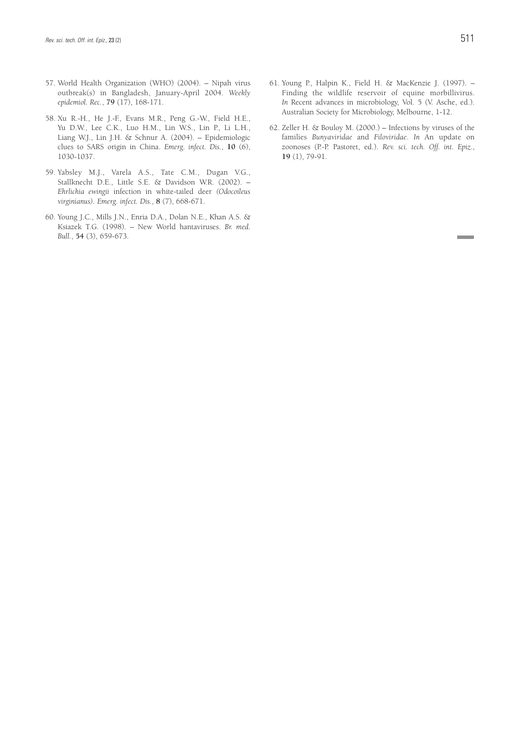57. World Health Organization (WHO) (2004). – Nipah virus outbreak(s) in Bangladesh, January-April 2004. *Weekly epidemiol. Rec.*, **79** (17), 168-171.

58. Xu R.-H., He J.-F., Evans M.R., Peng G.-W., Field H.E., Yu D.W., Lee C.K., Luo H.M., Lin W.S., Lin P., Li L.H., Liang W.J., Lin J.H. & Schnur A. (2004). – Epidemiologic clues to SARS origin in China. *Emerg. infect. Dis.*, **10** (6), 1030-1037.

59. Yabsley M.J., Varela A.S., Tate C.M., Dugan V.G., Stallknecht D.E., Little S.E. & Davidson W.R. (2002). – *Ehrlichia ewingii* infection in white-tailed deer *(Odocoileus virginianus)*. *Emerg. infect. Dis.*, **8** (7), 668-671.

60. Young J.C., Mills J.N., Enria D.A., Dolan N.E., Khan A.S. & Ksiazek T.G. (1998). – New World hantaviruses. *Br. med. Bull.*, **54** (3), 659-673.

61. Young P., Halpin K., Field H. & MacKenzie J. (1997). – Finding the wildlife reservoir of equine morbillivirus. *In* Recent advances in microbiology, Vol. 5 (V. Asche, ed.). Australian Society for Microbiology, Melbourne, 1-12.

62. Zeller H. & Bouloy M. (2000.) – Infections by viruses of the families *Bunyaviridae* and *Filoviridae*. *In* An update on zoonoses (P.-P. Pastoret, ed.). *Rev. sci. tech. Off. int. Epiz.*, **19** (1), 79-91.